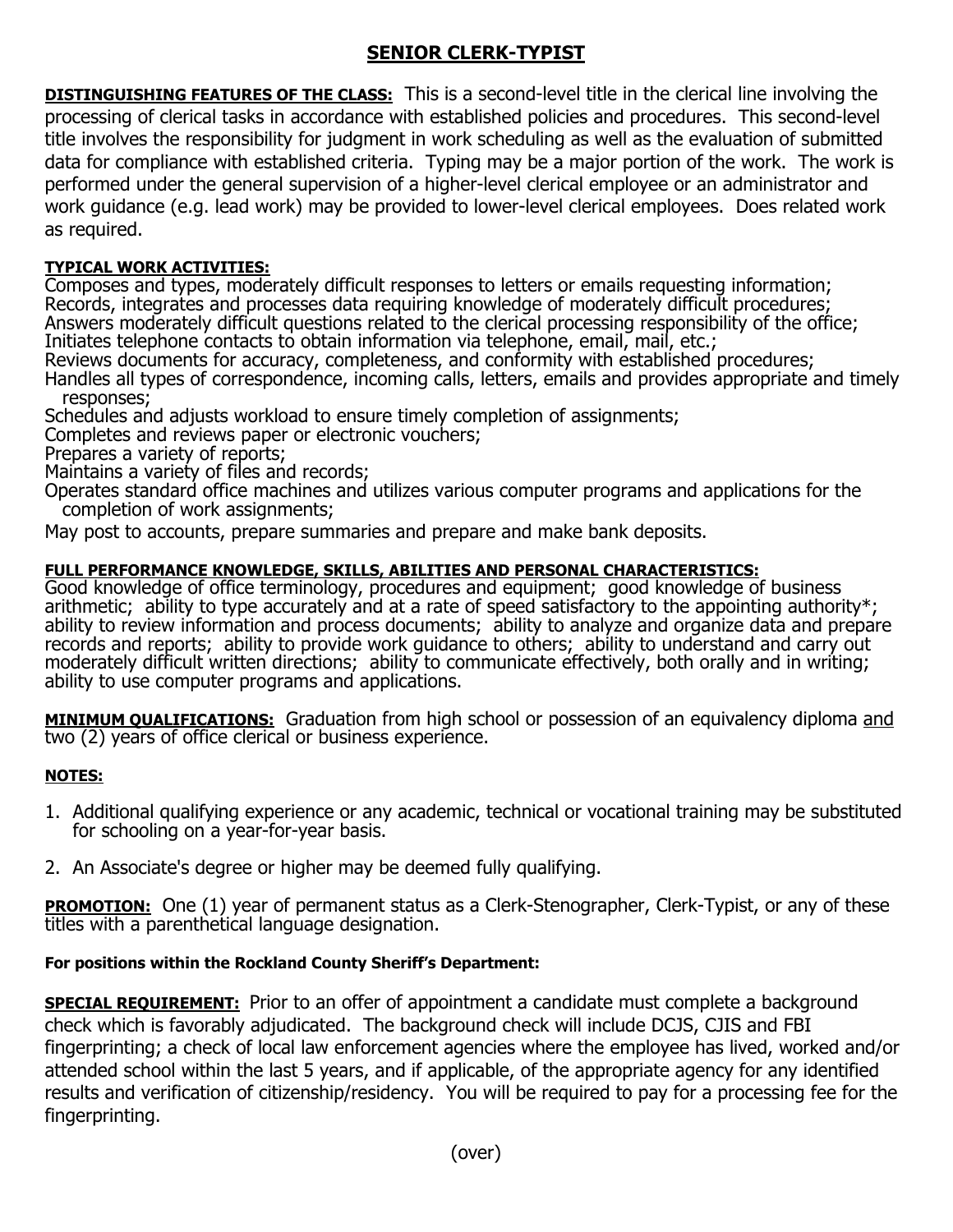# SENIOR CLERK-TYPIST

**DISTINGUISHING FEATURES OF THE CLASS:** This is a second-level title in the clerical line involving the processing of clerical tasks in accordance with established policies and procedures. This second-level title involves the responsibility for judgment in work scheduling as well as the evaluation of submitted data for compliance with established criteria. Typing may be a major portion of the work. The work is performed under the general supervision of a higher-level clerical employee or an administrator and work guidance (e.g. lead work) may be provided to lower-level clerical employees. Does related work as required.

**TYPICAL WORK ACTIVITIES:**

Composes and types, moderately difficult responses to letters or emails requesting information;
Records, integrates and processes data requiring knowledge of moderately difficult procedures;
Answers moderately difficult questions related to the clerical processing responsibility of the office;
Initiates telephone contacts to obtain information via telephone, email, mail, etc.;
Reviews documents for accuracy, completeness, and conformity with established procedures;
Handles all types of correspondence, incoming calls, letters, emails and provides appropriate and timely responses;
Schedules and adjusts workload to ensure timely completion of assignments;
Completes and reviews paper or electronic vouchers;
Prepares a variety of reports;
Maintains a variety of files and records;
Operates standard office machines and utilizes various computer programs and applications for the completion of work assignments;
May post to accounts, prepare summaries and prepare and make bank deposits.

**FULL PERFORMANCE KNOWLEDGE, SKILLS, ABILITIES AND PERSONAL CHARACTERISTICS:**
Good knowledge of office terminology, procedures and equipment; good knowledge of business arithmetic; ability to type accurately and at a rate of speed satisfactory to the appointing authority*; ability to review information and process documents; ability to analyze and organize data and prepare records and reports; ability to provide work guidance to others; ability to understand and carry out moderately difficult written directions; ability to communicate effectively, both orally and in writing; ability to use computer programs and applications.

**MINIMUM QUALIFICATIONS:** Graduation from high school or possession of an equivalency diploma <u>and</u> two (2) years of office clerical or business experience.

**NOTES:**

1. Additional qualifying experience or any academic, technical or vocational training may be substituted for schooling on a year-for-year basis.
2. An Associate's degree or higher may be deemed fully qualifying.

**PROMOTION:** One (1) year of permanent status as a Clerk-Stenographer, Clerk-Typist, or any of these titles with a parenthetical language designation.

**For positions within the Rockland County Sheriff's Department:**

**SPECIAL REQUIREMENT:** Prior to an offer of appointment a candidate must complete a background check which is favorably adjudicated. The background check will include DCJS, CJIS and FBI fingerprinting; a check of local law enforcement agencies where the employee has lived, worked and/or attended school within the last 5 years, and if applicable, of the appropriate agency for any identified results and verification of citizenship/residency. You will be required to pay for a processing fee for the fingerprinting.

(over)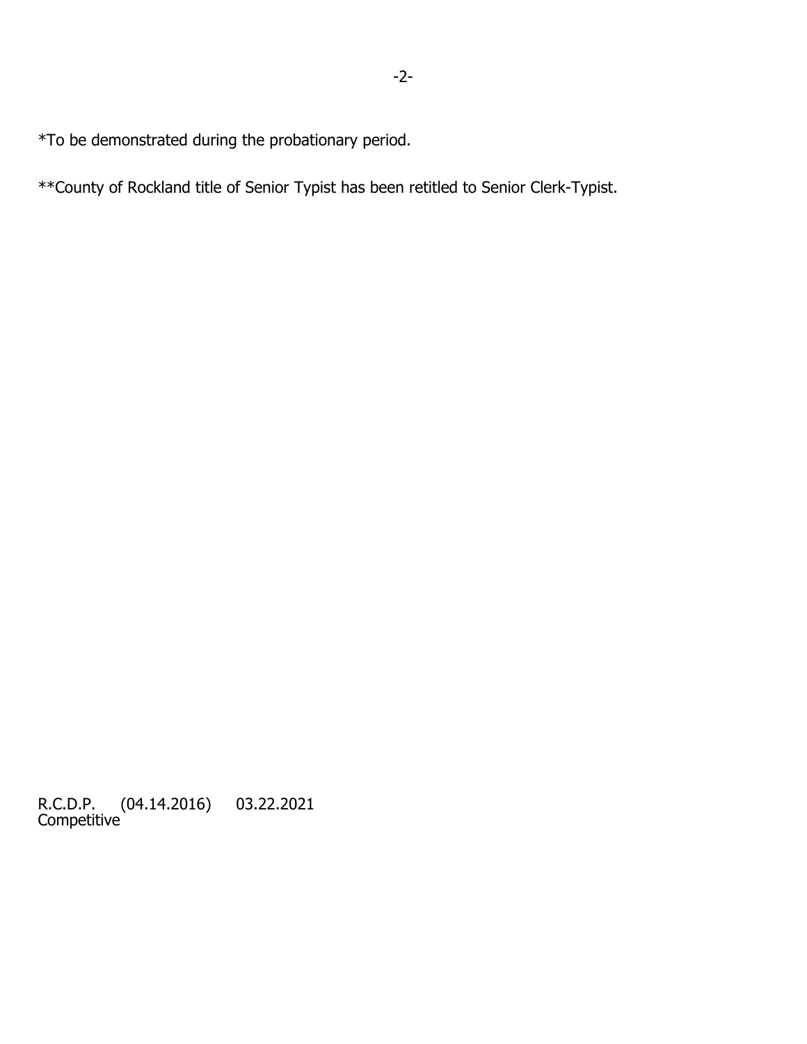*To be demonstrated during the probationary period.

**County of Rockland title of Senior Typist has been retitled to Senior Clerk-Typist.

R.C.D.P. (04.14.2016) 03.22.2021
Competitive